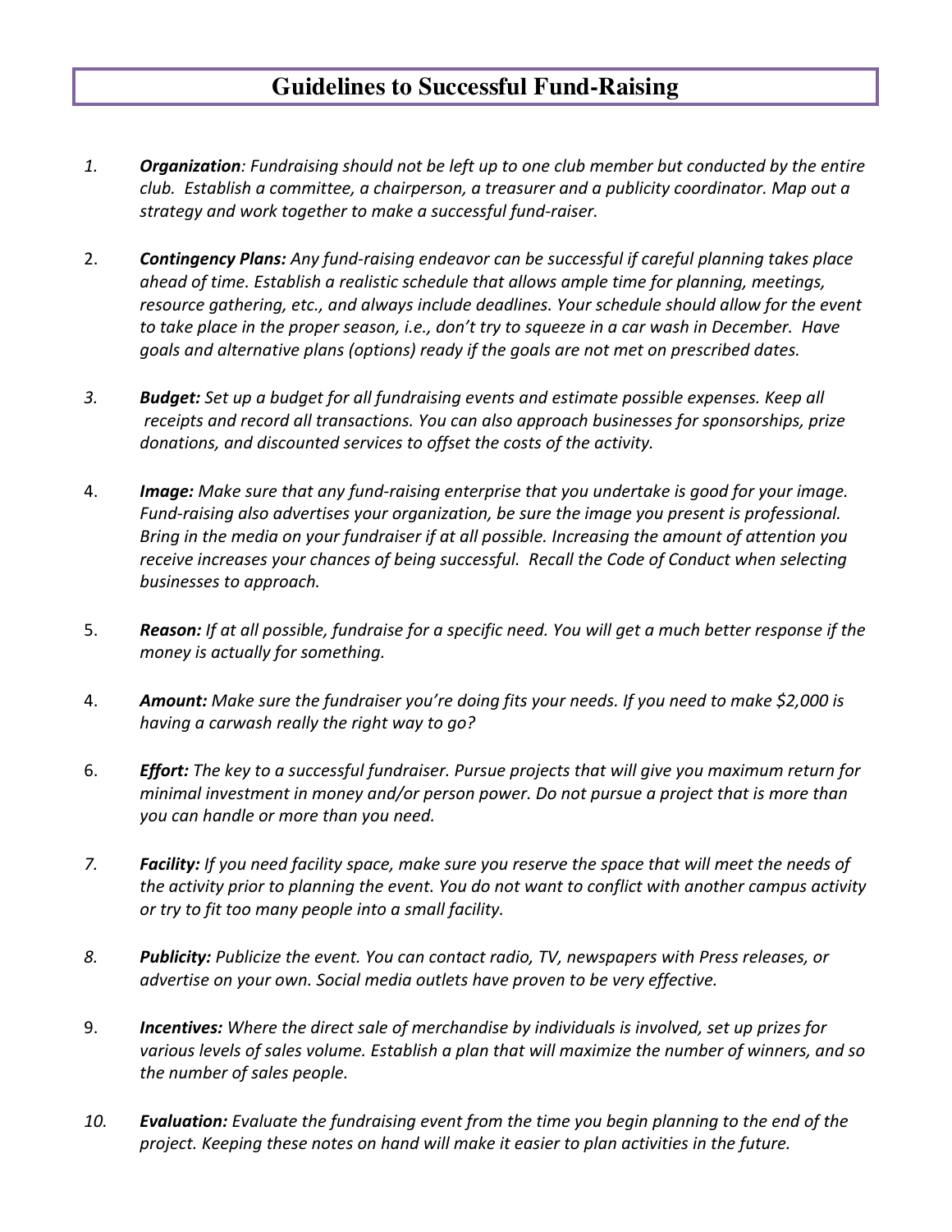# Guidelines to Successful Fund-Raising

1. ***Organization***: *Fundraising should not be left up to one club member but conducted by the entire club. Establish a committee, a chairperson, a treasurer and a publicity coordinator. Map out a strategy and work together to make a successful fund-raiser.*

2. ***Contingency Plans:*** *Any fund-raising endeavor can be successful if careful planning takes place ahead of time. Establish a realistic schedule that allows ample time for planning, meetings, resource gathering, etc., and always include deadlines. Your schedule should allow for the event to take place in the proper season, i.e., don't try to squeeze in a car wash in December. Have goals and alternative plans (options) ready if the goals are not met on prescribed dates.*

3. ***Budget:*** *Set up a budget for all fundraising events and estimate possible expenses. Keep all receipts and record all transactions. You can also approach businesses for sponsorships, prize donations, and discounted services to offset the costs of the activity.*

4. ***Image:*** *Make sure that any fund-raising enterprise that you undertake is good for your image. Fund-raising also advertises your organization, be sure the image you present is professional. Bring in the media on your fundraiser if at all possible. Increasing the amount of attention you receive increases your chances of being successful. Recall the Code of Conduct when selecting businesses to approach.*

5. ***Reason:*** *If at all possible, fundraise for a specific need. You will get a much better response if the money is actually for something.*

4. ***Amount:*** *Make sure the fundraiser you're doing fits your needs. If you need to make $2,000 is having a carwash really the right way to go?*

6. ***Effort:*** *The key to a successful fundraiser. Pursue projects that will give you maximum return for minimal investment in money and/or person power. Do not pursue a project that is more than you can handle or more than you need.*

7. ***Facility:*** *If you need facility space, make sure you reserve the space that will meet the needs of the activity prior to planning the event. You do not want to conflict with another campus activity or try to fit too many people into a small facility.*

8. ***Publicity:*** *Publicize the event. You can contact radio, TV, newspapers with Press releases, or advertise on your own. Social media outlets have proven to be very effective.*

9. ***Incentives:*** *Where the direct sale of merchandise by individuals is involved, set up prizes for various levels of sales volume. Establish a plan that will maximize the number of winners, and so the number of sales people.*

10. ***Evaluation:*** *Evaluate the fundraising event from the time you begin planning to the end of the project. Keeping these notes on hand will make it easier to plan activities in the future.*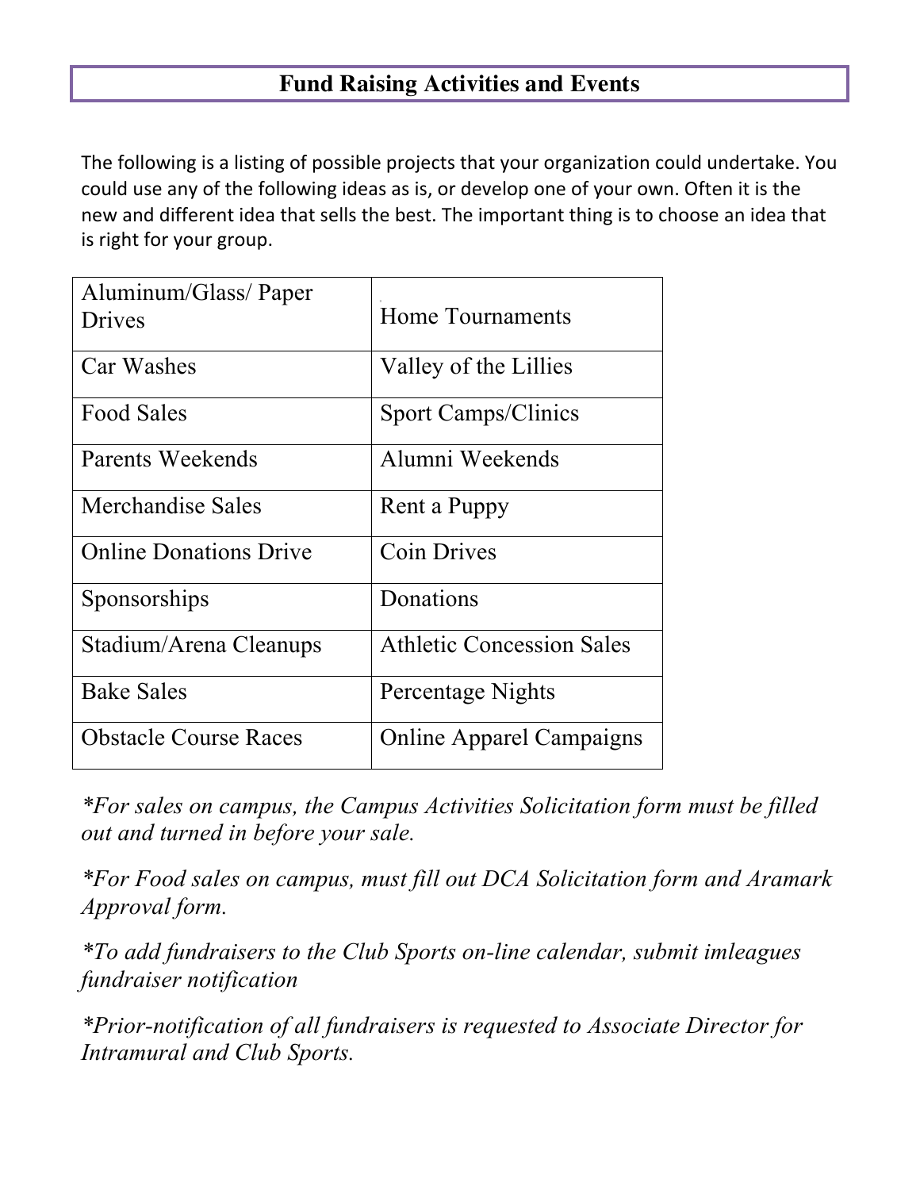## Fund Raising Activities and Events

The following is a listing of possible projects that your organization could undertake. You could use any of the following ideas as is, or develop one of your own. Often it is the new and different idea that sells the best. The important thing is to choose an idea that is right for your group.

| | |
|---|---|
| Aluminum/Glass/ Paper Drives | Home Tournaments |
| Car Washes | Valley of the Lillies |
| Food Sales | Sport Camps/Clinics |
| Parents Weekends | Alumni Weekends |
| Merchandise Sales | Rent a Puppy |
| Online Donations Drive | Coin Drives |
| Sponsorships | Donations |
| Stadium/Arena Cleanups | Athletic Concession Sales |
| Bake Sales | Percentage Nights |
| Obstacle Course Races | Online Apparel Campaigns |

*\*For sales on campus, the Campus Activities Solicitation form must be filled out and turned in before your sale.*

*\*For Food sales on campus, must fill out DCA Solicitation form and Aramark Approval form.*

*\*To add fundraisers to the Club Sports on-line calendar, submit imleagues fundraiser notification*

*\*Prior-notification of all fundraisers is requested to Associate Director for Intramural and Club Sports.*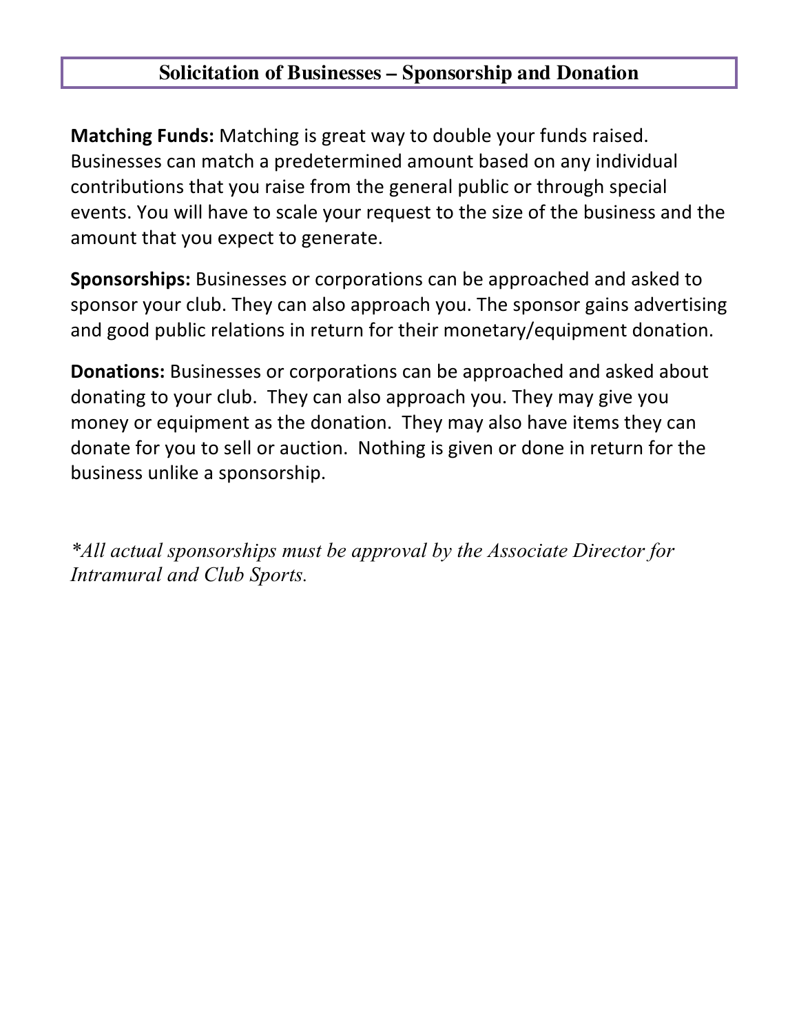## Solicitation of Businesses – Sponsorship and Donation

**Matching Funds:** Matching is great way to double your funds raised. Businesses can match a predetermined amount based on any individual contributions that you raise from the general public or through special events. You will have to scale your request to the size of the business and the amount that you expect to generate.

**Sponsorships:** Businesses or corporations can be approached and asked to sponsor your club. They can also approach you. The sponsor gains advertising and good public relations in return for their monetary/equipment donation.

**Donations:** Businesses or corporations can be approached and asked about donating to your club. They can also approach you. They may give you money or equipment as the donation. They may also have items they can donate for you to sell or auction. Nothing is given or done in return for the business unlike a sponsorship.

*\*All actual sponsorships must be approval by the Associate Director for Intramural and Club Sports.*